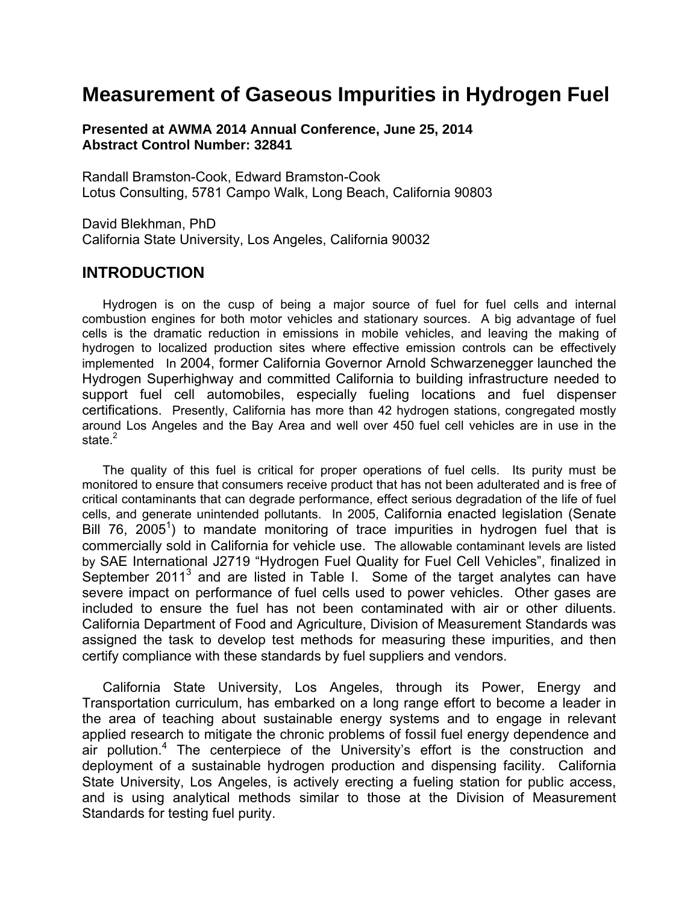# Measurement of Gaseous Impurities in Hydrogen Fuel

**Presented at AWMA 2014 Annual Conference, June 25, 2014**
**Abstract Control Number: 32841**

Randall Bramston-Cook, Edward Bramston-Cook
Lotus Consulting, 5781 Campo Walk, Long Beach, California 90803

David Blekhman, PhD
California State University, Los Angeles, California 90032

## INTRODUCTION

Hydrogen is on the cusp of being a major source of fuel for fuel cells and internal combustion engines for both motor vehicles and stationary sources. A big advantage of fuel cells is the dramatic reduction in emissions in mobile vehicles, and leaving the making of hydrogen to localized production sites where effective emission controls can be effectively implemented In 2004, former California Governor Arnold Schwarzenegger launched the Hydrogen Superhighway and committed California to building infrastructure needed to support fuel cell automobiles, especially fueling locations and fuel dispenser certifications. Presently, California has more than 42 hydrogen stations, congregated mostly around Los Angeles and the Bay Area and well over 450 fuel cell vehicles are in use in the state.[2]

The quality of this fuel is critical for proper operations of fuel cells. Its purity must be monitored to ensure that consumers receive product that has not been adulterated and is free of critical contaminants that can degrade performance, effect serious degradation of the life of fuel cells, and generate unintended pollutants. In 2005, California enacted legislation (Senate Bill 76, 2005[1]) to mandate monitoring of trace impurities in hydrogen fuel that is commercially sold in California for vehicle use. The allowable contaminant levels are listed by SAE International J2719 "Hydrogen Fuel Quality for Fuel Cell Vehicles", finalized in September 2011[3] and are listed in Table I. Some of the target analytes can have severe impact on performance of fuel cells used to power vehicles. Other gases are included to ensure the fuel has not been contaminated with air or other diluents. California Department of Food and Agriculture, Division of Measurement Standards was assigned the task to develop test methods for measuring these impurities, and then certify compliance with these standards by fuel suppliers and vendors.

California State University, Los Angeles, through its Power, Energy and Transportation curriculum, has embarked on a long range effort to become a leader in the area of teaching about sustainable energy systems and to engage in relevant applied research to mitigate the chronic problems of fossil fuel energy dependence and air pollution.[4] The centerpiece of the University's effort is the construction and deployment of a sustainable hydrogen production and dispensing facility. California State University, Los Angeles, is actively erecting a fueling station for public access, and is using analytical methods similar to those at the Division of Measurement Standards for testing fuel purity.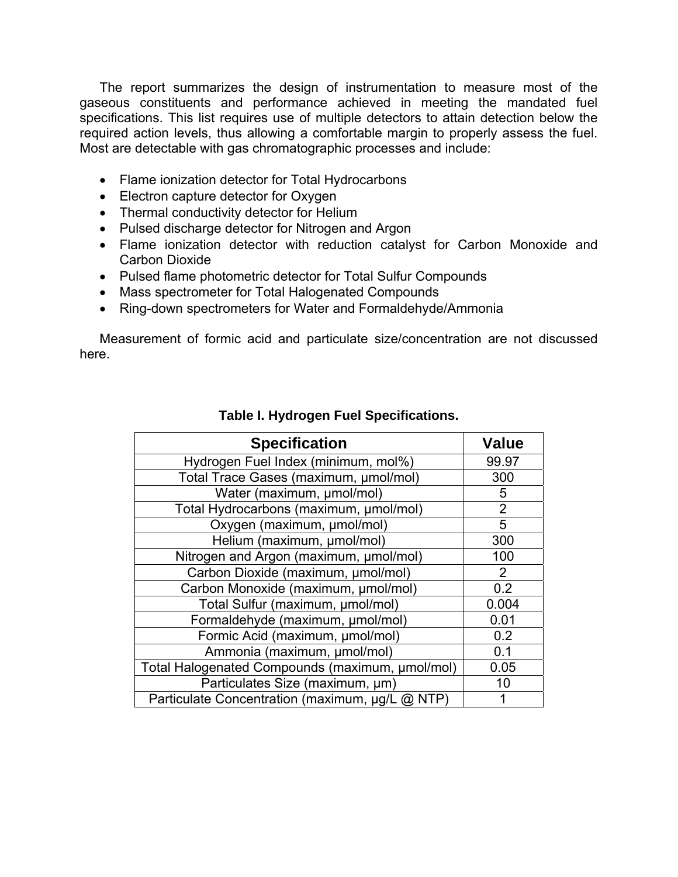The report summarizes the design of instrumentation to measure most of the gaseous constituents and performance achieved in meeting the mandated fuel specifications. This list requires use of multiple detectors to attain detection below the required action levels, thus allowing a comfortable margin to properly assess the fuel. Most are detectable with gas chromatographic processes and include:

- Flame ionization detector for Total Hydrocarbons
- Electron capture detector for Oxygen
- Thermal conductivity detector for Helium
- Pulsed discharge detector for Nitrogen and Argon
- Flame ionization detector with reduction catalyst for Carbon Monoxide and Carbon Dioxide
- Pulsed flame photometric detector for Total Sulfur Compounds
- Mass spectrometer for Total Halogenated Compounds
- Ring-down spectrometers for Water and Formaldehyde/Ammonia

Measurement of formic acid and particulate size/concentration are not discussed here.

**Table I. Hydrogen Fuel Specifications.**

| Specification | Value |
|---|---|
| Hydrogen Fuel Index (minimum, mol%) | 99.97 |
| Total Trace Gases (maximum, μmol/mol) | 300 |
| Water (maximum, μmol/mol) | 5 |
| Total Hydrocarbons (maximum, μmol/mol) | 2 |
| Oxygen (maximum, μmol/mol) | 5 |
| Helium (maximum, μmol/mol) | 300 |
| Nitrogen and Argon (maximum, μmol/mol) | 100 |
| Carbon Dioxide (maximum, μmol/mol) | 2 |
| Carbon Monoxide (maximum, μmol/mol) | 0.2 |
| Total Sulfur (maximum, μmol/mol) | 0.004 |
| Formaldehyde (maximum, μmol/mol) | 0.01 |
| Formic Acid (maximum, μmol/mol) | 0.2 |
| Ammonia (maximum, μmol/mol) | 0.1 |
| Total Halogenated Compounds (maximum, μmol/mol) | 0.05 |
| Particulates Size (maximum, μm) | 10 |
| Particulate Concentration (maximum, μg/L @ NTP) | 1 |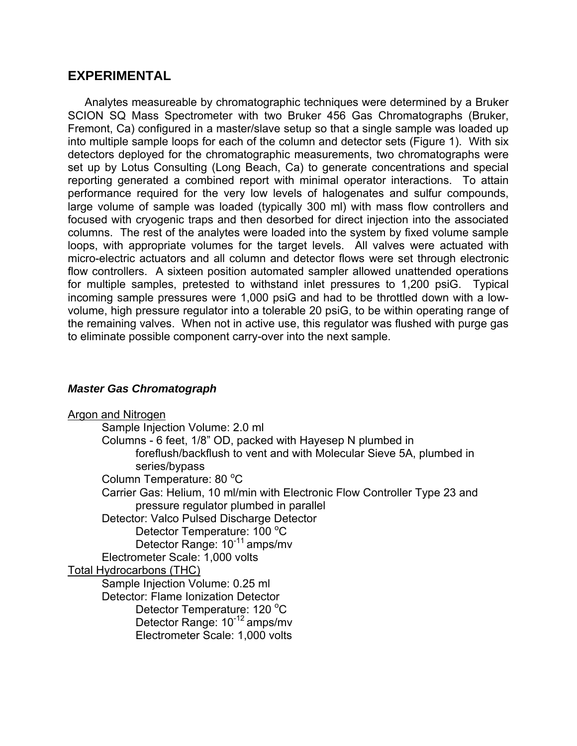## EXPERIMENTAL

Analytes measureable by chromatographic techniques were determined by a Bruker SCION SQ Mass Spectrometer with two Bruker 456 Gas Chromatographs (Bruker, Fremont, Ca) configured in a master/slave setup so that a single sample was loaded up into multiple sample loops for each of the column and detector sets (Figure 1). With six detectors deployed for the chromatographic measurements, two chromatographs were set up by Lotus Consulting (Long Beach, Ca) to generate concentrations and special reporting generated a combined report with minimal operator interactions. To attain performance required for the very low levels of halogenates and sulfur compounds, large volume of sample was loaded (typically 300 ml) with mass flow controllers and focused with cryogenic traps and then desorbed for direct injection into the associated columns. The rest of the analytes were loaded into the system by fixed volume sample loops, with appropriate volumes for the target levels. All valves were actuated with micro-electric actuators and all column and detector flows were set through electronic flow controllers. A sixteen position automated sampler allowed unattended operations for multiple samples, pretested to withstand inlet pressures to 1,200 psiG. Typical incoming sample pressures were 1,000 psiG and had to be throttled down with a low-volume, high pressure regulator into a tolerable 20 psiG, to be within operating range of the remaining valves. When not in active use, this regulator was flushed with purge gas to eliminate possible component carry-over into the next sample.

### *Master Gas Chromatograph*

Argon and Nitrogen

- Sample Injection Volume: 2.0 ml
- Columns - 6 feet, 1/8" OD, packed with Hayesep N plumbed in foreflush/backflush to vent and with Molecular Sieve 5A, plumbed in series/bypass
- Column Temperature: 80 °C
- Carrier Gas: Helium, 10 ml/min with Electronic Flow Controller Type 23 and pressure regulator plumbed in parallel
- Detector: Valco Pulsed Discharge Detector
  - Detector Temperature: 100 °C
  - Detector Range: $10^{-11}$ amps/mv
- Electrometer Scale: 1,000 volts

Total Hydrocarbons (THC)

- Sample Injection Volume: 0.25 ml
- Detector: Flame Ionization Detector
  - Detector Temperature: 120 °C
  - Detector Range: $10^{-12}$ amps/mv
  - Electrometer Scale: 1,000 volts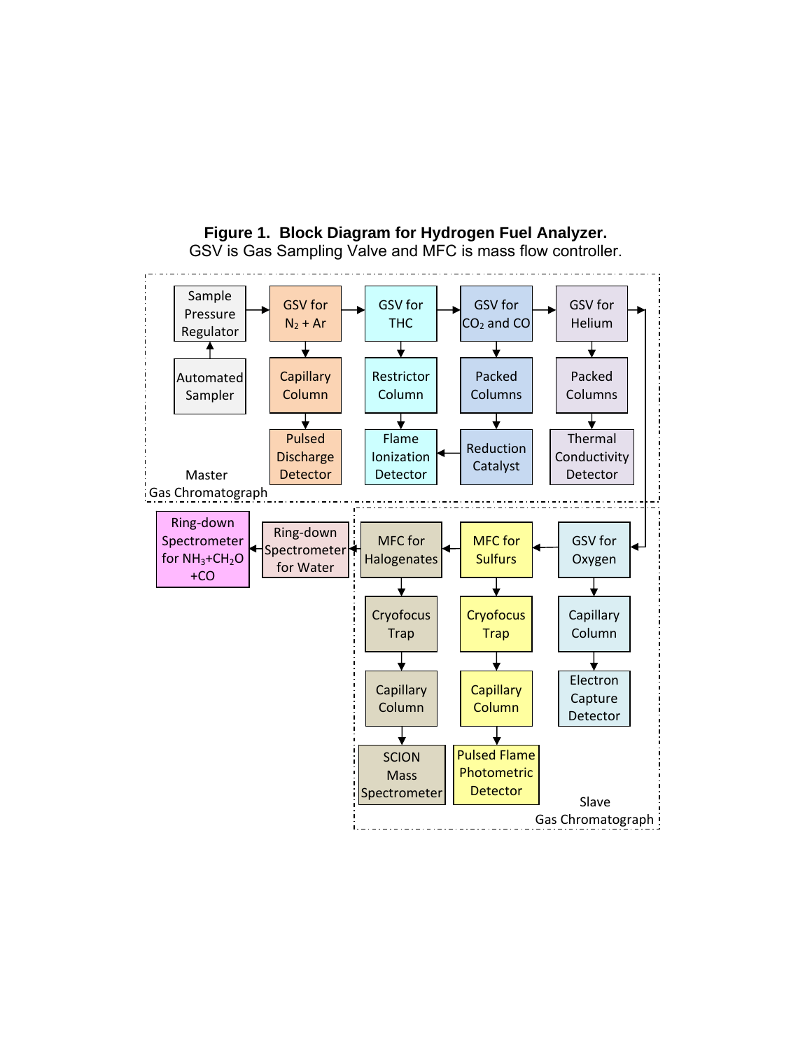**Figure 1. Block Diagram for Hydrogen Fuel Analyzer.**
GSV is Gas Sampling Valve and MFC is mass flow controller.

Master Gas Chromatograph

- Automated Sampler → Sample Pressure Regulator
- Sample Pressure Regulator → GSV for $N_2$ + Ar → GSV for THC → GSV for $CO_2$ and CO → GSV for Helium → GSV for Oxygen (Slave Gas Chromatograph)
- GSV for $N_2$ + Ar → Capillary Column → Pulsed Discharge Detector
- GSV for THC → Restrictor Column → Flame Ionization Detector
- GSV for $CO_2$ and CO → Packed Columns → Reduction Catalyst → Flame Ionization Detector
- GSV for Helium → Packed Columns → Thermal Conductivity Detector

Slave Gas Chromatograph

- GSV for Oxygen → MFC for Sulfurs → MFC for Halogenates → Ring-down Spectrometer for Water → Ring-down Spectrometer for $NH_3$+$CH_2O$ +CO
- GSV for Oxygen → Capillary Column → Electron Capture Detector
- MFC for Sulfurs → Cryofocus Trap → Capillary Column → Pulsed Flame Photometric Detector
- MFC for Halogenates → Cryofocus Trap → Capillary Column → SCION Mass Spectrometer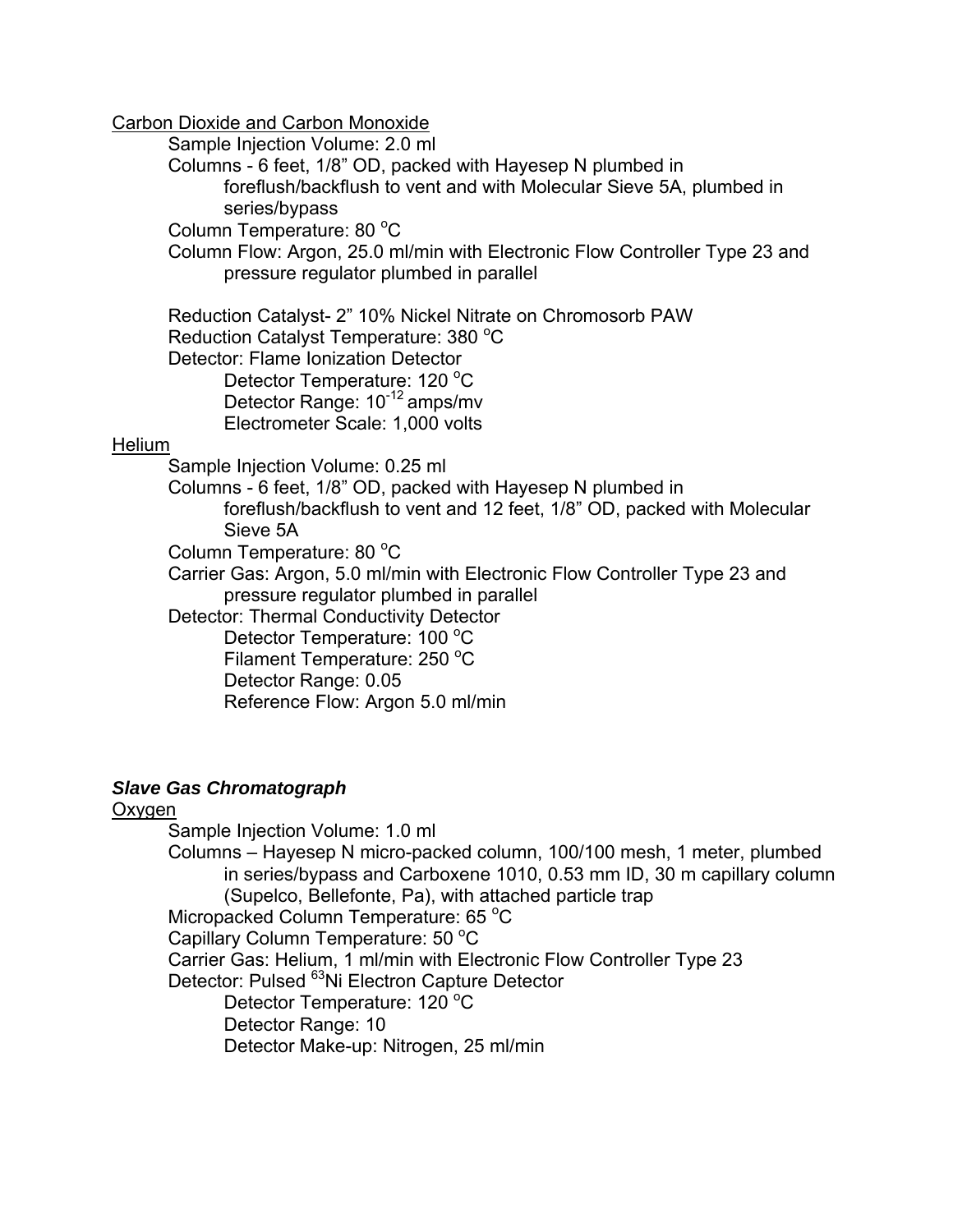Carbon Dioxide and Carbon Monoxide

Sample Injection Volume: 2.0 ml

Columns - 6 feet, 1/8" OD, packed with Hayesep N plumbed in foreflush/backflush to vent and with Molecular Sieve 5A, plumbed in series/bypass

Column Temperature: 80 °C

Column Flow: Argon, 25.0 ml/min with Electronic Flow Controller Type 23 and pressure regulator plumbed in parallel

Reduction Catalyst- 2" 10% Nickel Nitrate on Chromosorb PAW

Reduction Catalyst Temperature: 380 °C

Detector: Flame Ionization Detector

- Detector Temperature: 120 °C
- Detector Range: $10^{-12}$ amps/mv
- Electrometer Scale: 1,000 volts

Helium

Sample Injection Volume: 0.25 ml

Columns - 6 feet, 1/8" OD, packed with Hayesep N plumbed in foreflush/backflush to vent and 12 feet, 1/8" OD, packed with Molecular Sieve 5A

Column Temperature: 80 °C

Carrier Gas: Argon, 5.0 ml/min with Electronic Flow Controller Type 23 and pressure regulator plumbed in parallel

Detector: Thermal Conductivity Detector

- Detector Temperature: 100 °C
- Filament Temperature: 250 °C
- Detector Range: 0.05
- Reference Flow: Argon 5.0 ml/min

***Slave Gas Chromatograph***

Oxygen

Sample Injection Volume: 1.0 ml

Columns – Hayesep N micro-packed column, 100/100 mesh, 1 meter, plumbed in series/bypass and Carboxene 1010, 0.53 mm ID, 30 m capillary column (Supelco, Bellefonte, Pa), with attached particle trap

Micropacked Column Temperature: 65 °C

Capillary Column Temperature: 50 °C

Carrier Gas: Helium, 1 ml/min with Electronic Flow Controller Type 23

Detector: Pulsed $^{63}$Ni Electron Capture Detector

- Detector Temperature: 120 °C
- Detector Range: 10
- Detector Make-up: Nitrogen, 25 ml/min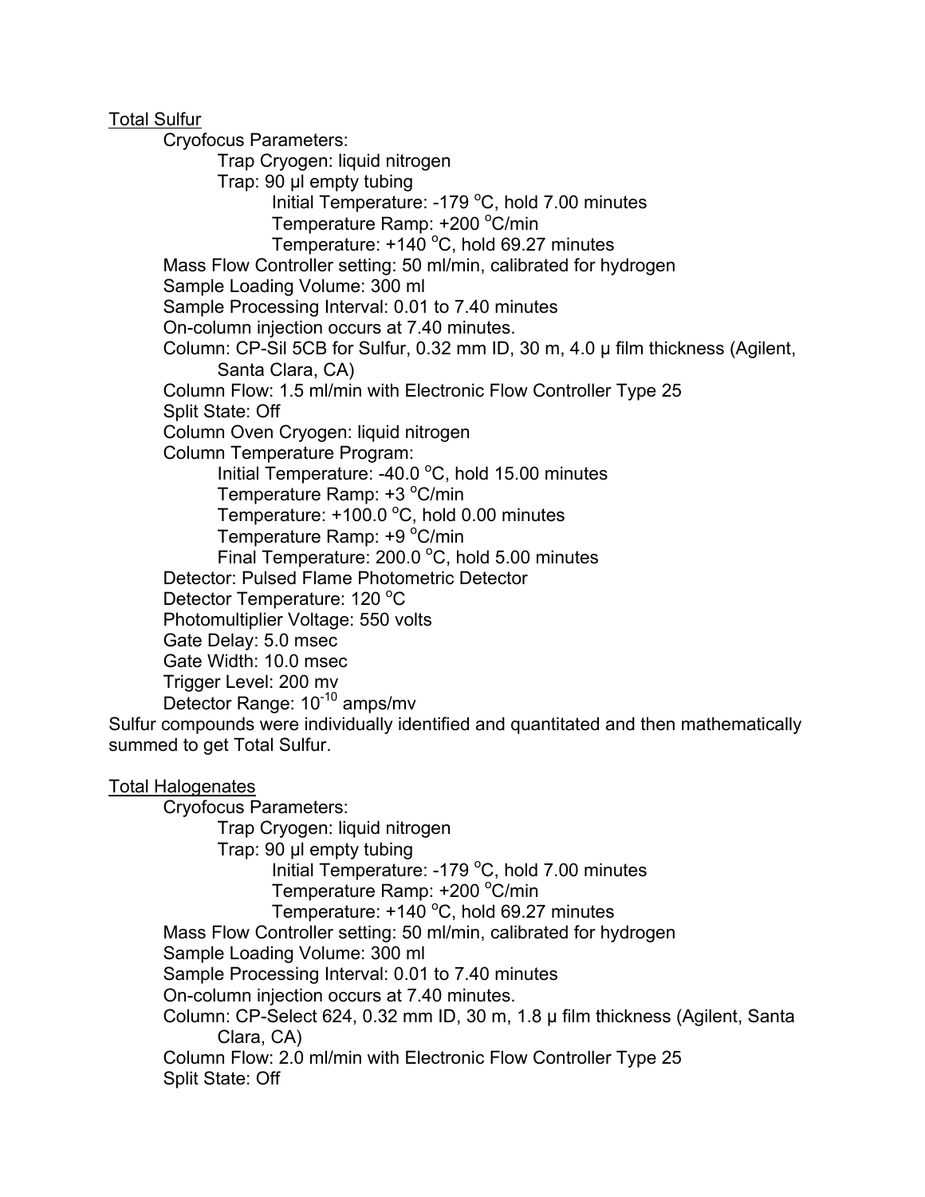Total Sulfur

- Cryofocus Parameters:
  - Trap Cryogen: liquid nitrogen
  - Trap: 90 µl empty tubing
    - Initial Temperature: -179 °C, hold 7.00 minutes
    - Temperature Ramp: +200 °C/min
    - Temperature: +140 °C, hold 69.27 minutes
- Mass Flow Controller setting: 50 ml/min, calibrated for hydrogen
- Sample Loading Volume: 300 ml
- Sample Processing Interval: 0.01 to 7.40 minutes
- On-column injection occurs at 7.40 minutes.
- Column: CP-Sil 5CB for Sulfur, 0.32 mm ID, 30 m, 4.0 µ film thickness (Agilent, Santa Clara, CA)
- Column Flow: 1.5 ml/min with Electronic Flow Controller Type 25
- Split State: Off
- Column Oven Cryogen: liquid nitrogen
- Column Temperature Program:
  - Initial Temperature: -40.0 °C, hold 15.00 minutes
  - Temperature Ramp: +3 °C/min
  - Temperature: +100.0 °C, hold 0.00 minutes
  - Temperature Ramp: +9 °C/min
  - Final Temperature: 200.0 °C, hold 5.00 minutes
- Detector: Pulsed Flame Photometric Detector
- Detector Temperature: 120 °C
- Photomultiplier Voltage: 550 volts
- Gate Delay: 5.0 msec
- Gate Width: 10.0 msec
- Trigger Level: 200 mv
- Detector Range: $10^{-10}$ amps/mv

Sulfur compounds were individually identified and quantitated and then mathematically summed to get Total Sulfur.

Total Halogenates

- Cryofocus Parameters:
  - Trap Cryogen: liquid nitrogen
  - Trap: 90 µl empty tubing
    - Initial Temperature: -179 °C, hold 7.00 minutes
    - Temperature Ramp: +200 °C/min
    - Temperature: +140 °C, hold 69.27 minutes
- Mass Flow Controller setting: 50 ml/min, calibrated for hydrogen
- Sample Loading Volume: 300 ml
- Sample Processing Interval: 0.01 to 7.40 minutes
- On-column injection occurs at 7.40 minutes.
- Column: CP-Select 624, 0.32 mm ID, 30 m, 1.8 µ film thickness (Agilent, Santa Clara, CA)
- Column Flow: 2.0 ml/min with Electronic Flow Controller Type 25
- Split State: Off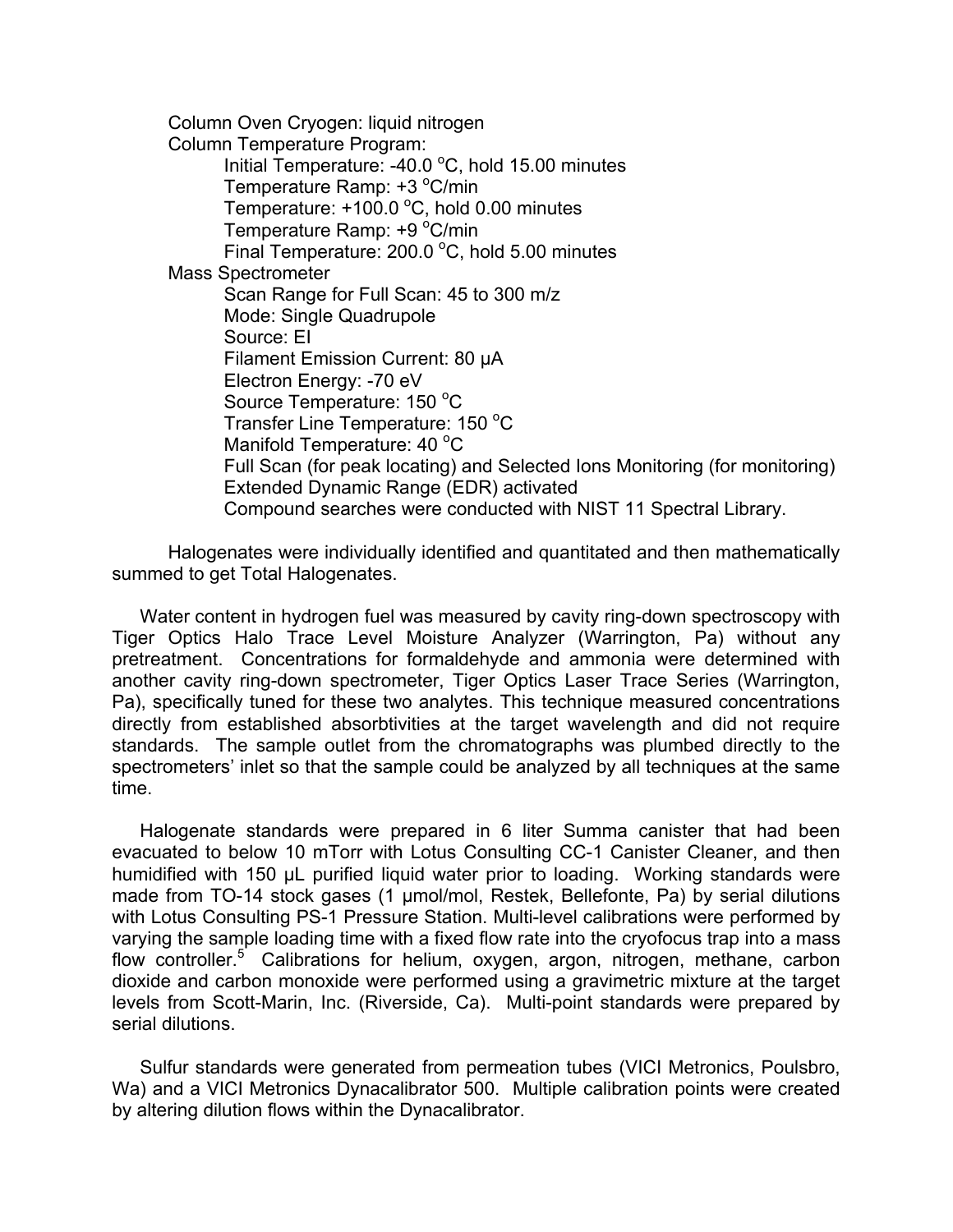Column Oven Cryogen: liquid nitrogen

Column Temperature Program:

- Initial Temperature: -40.0 $^oC$, hold 15.00 minutes
- Temperature Ramp: +3 $^oC$/min
- Temperature: +100.0 $^oC$, hold 0.00 minutes
- Temperature Ramp: +9 $^oC$/min
- Final Temperature: 200.0 $^oC$, hold 5.00 minutes

Mass Spectrometer

- Scan Range for Full Scan: 45 to 300 m/z
- Mode: Single Quadrupole
- Source: EI
- Filament Emission Current: 80 μA
- Electron Energy: -70 eV
- Source Temperature: 150 $^oC$
- Transfer Line Temperature: 150 $^oC$
- Manifold Temperature: 40 $^oC$
- Full Scan (for peak locating) and Selected Ions Monitoring (for monitoring)
- Extended Dynamic Range (EDR) activated
- Compound searches were conducted with NIST 11 Spectral Library.

Halogenates were individually identified and quantitated and then mathematically summed to get Total Halogenates.

Water content in hydrogen fuel was measured by cavity ring-down spectroscopy with Tiger Optics Halo Trace Level Moisture Analyzer (Warrington, Pa) without any pretreatment. Concentrations for formaldehyde and ammonia were determined with another cavity ring-down spectrometer, Tiger Optics Laser Trace Series (Warrington, Pa), specifically tuned for these two analytes. This technique measured concentrations directly from established absorbtivities at the target wavelength and did not require standards. The sample outlet from the chromatographs was plumbed directly to the spectrometers' inlet so that the sample could be analyzed by all techniques at the same time.

Halogenate standards were prepared in 6 liter Summa canister that had been evacuated to below 10 mTorr with Lotus Consulting CC-1 Canister Cleaner, and then humidified with 150 μL purified liquid water prior to loading. Working standards were made from TO-14 stock gases (1 μmol/mol, Restek, Bellefonte, Pa) by serial dilutions with Lotus Consulting PS-1 Pressure Station. Multi-level calibrations were performed by varying the sample loading time with a fixed flow rate into the cryofocus trap into a mass flow controller.[5] Calibrations for helium, oxygen, argon, nitrogen, methane, carbon dioxide and carbon monoxide were performed using a gravimetric mixture at the target levels from Scott-Marin, Inc. (Riverside, Ca). Multi-point standards were prepared by serial dilutions.

Sulfur standards were generated from permeation tubes (VICI Metronics, Poulsbro, Wa) and a VICI Metronics Dynacalibrator 500. Multiple calibration points were created by altering dilution flows within the Dynacalibrator.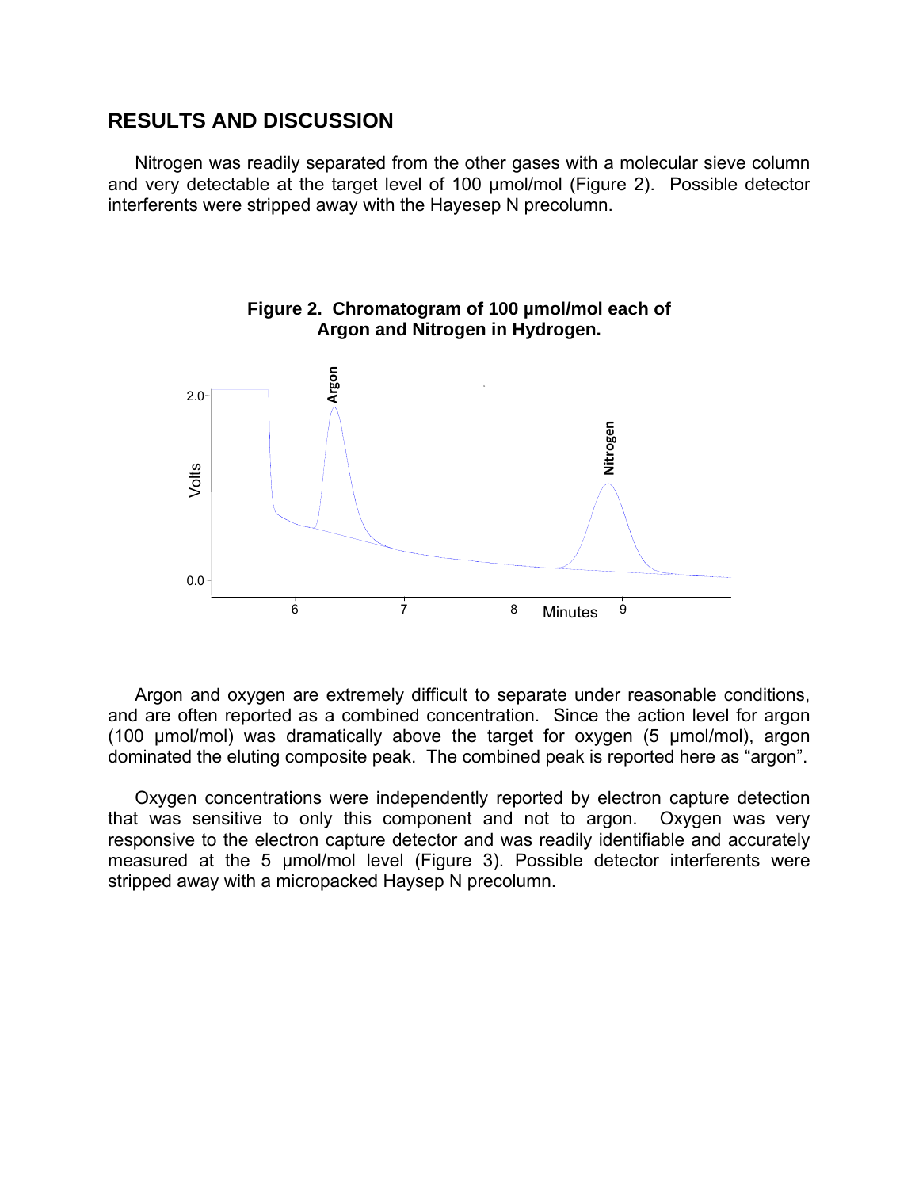## RESULTS AND DISCUSSION

Nitrogen was readily separated from the other gases with a molecular sieve column and very detectable at the target level of 100 µmol/mol (Figure 2). Possible detector interferents were stripped away with the Hayesep N precolumn.

**Figure 2. Chromatogram of 100 µmol/mol each of Argon and Nitrogen in Hydrogen.**

Argon and oxygen are extremely difficult to separate under reasonable conditions, and are often reported as a combined concentration. Since the action level for argon (100 µmol/mol) was dramatically above the target for oxygen (5 µmol/mol), argon dominated the eluting composite peak. The combined peak is reported here as "argon".

Oxygen concentrations were independently reported by electron capture detection that was sensitive to only this component and not to argon. Oxygen was very responsive to the electron capture detector and was readily identifiable and accurately measured at the 5 µmol/mol level (Figure 3). Possible detector interferents were stripped away with a micropacked Haysep N precolumn.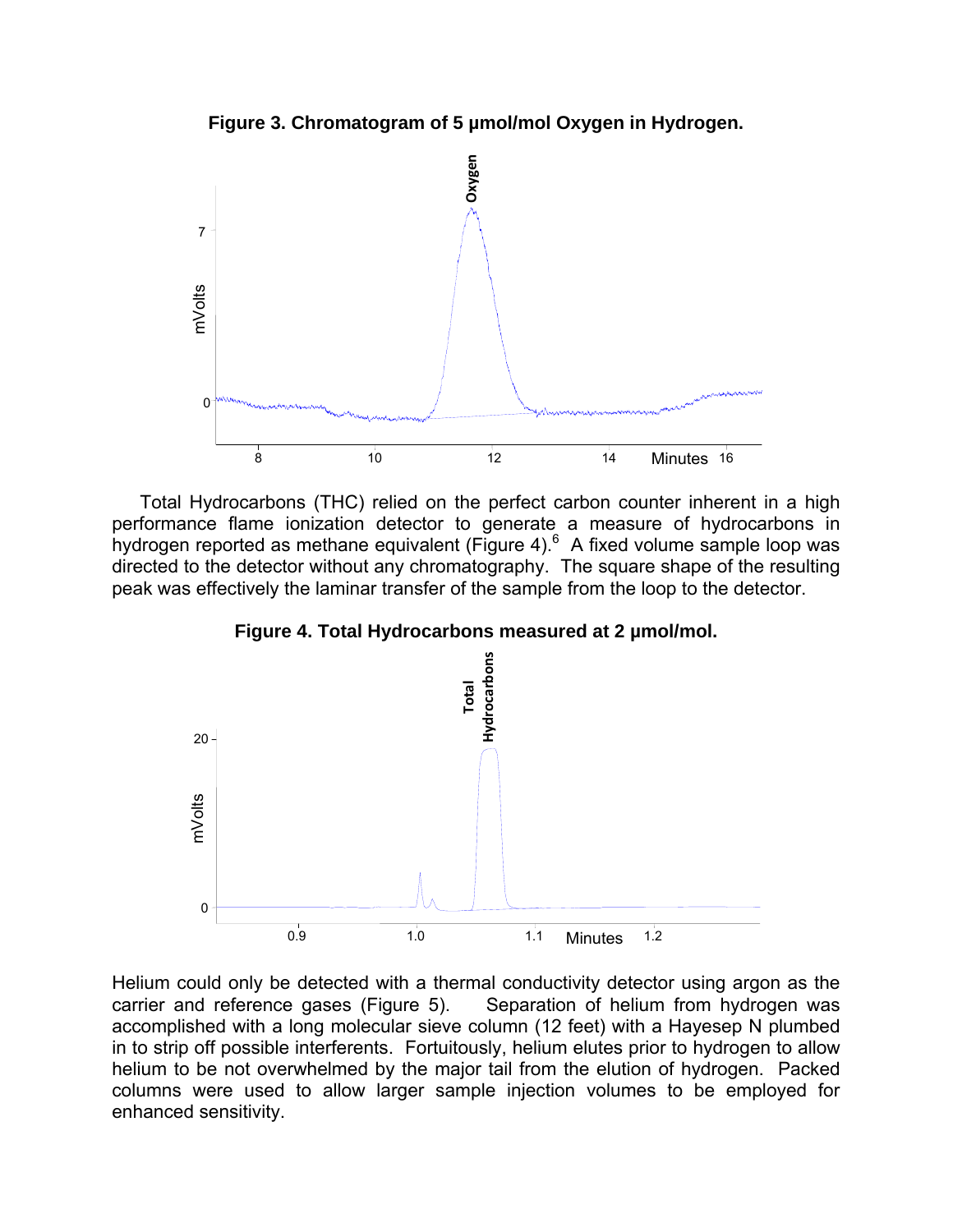**Figure 3. Chromatogram of 5 µmol/mol Oxygen in Hydrogen.**

Total Hydrocarbons (THC) relied on the perfect carbon counter inherent in a high performance flame ionization detector to generate a measure of hydrocarbons in hydrogen reported as methane equivalent (Figure 4).[6] A fixed volume sample loop was directed to the detector without any chromatography. The square shape of the resulting peak was effectively the laminar transfer of the sample from the loop to the detector.

**Figure 4. Total Hydrocarbons measured at 2 µmol/mol.**

Helium could only be detected with a thermal conductivity detector using argon as the carrier and reference gases (Figure 5). Separation of helium from hydrogen was accomplished with a long molecular sieve column (12 feet) with a Hayesep N plumbed in to strip off possible interferents. Fortuitously, helium elutes prior to hydrogen to allow helium to be not overwhelmed by the major tail from the elution of hydrogen. Packed columns were used to allow larger sample injection volumes to be employed for enhanced sensitivity.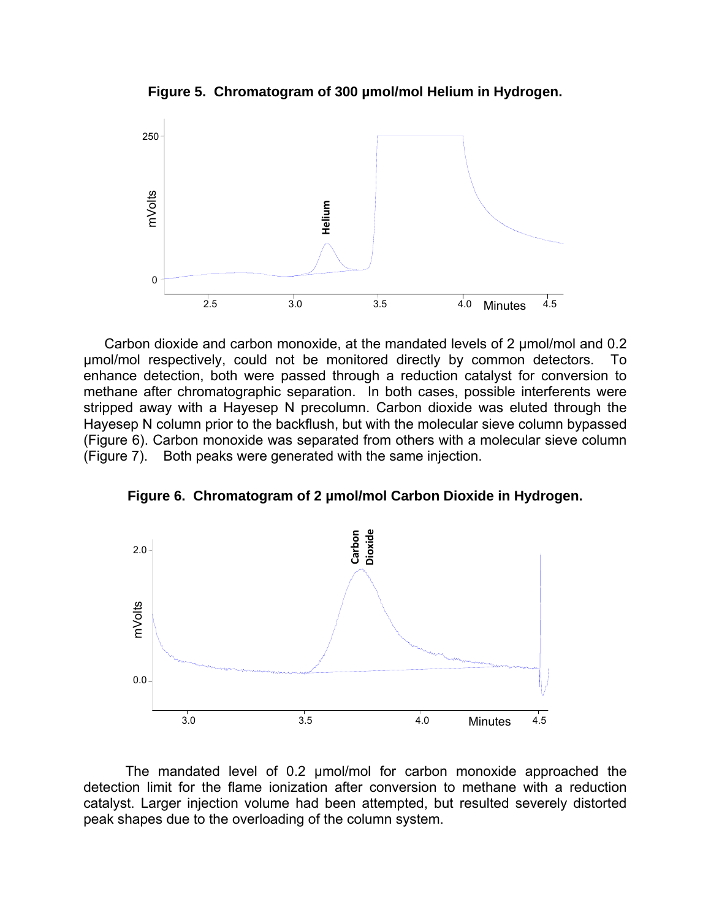**Figure 5. Chromatogram of 300 µmol/mol Helium in Hydrogen.**

Carbon dioxide and carbon monoxide, at the mandated levels of 2 µmol/mol and 0.2 µmol/mol respectively, could not be monitored directly by common detectors. To enhance detection, both were passed through a reduction catalyst for conversion to methane after chromatographic separation. In both cases, possible interferents were stripped away with a Hayesep N precolumn. Carbon dioxide was eluted through the Hayesep N column prior to the backflush, but with the molecular sieve column bypassed (Figure 6). Carbon monoxide was separated from others with a molecular sieve column (Figure 7). Both peaks were generated with the same injection.

**Figure 6. Chromatogram of 2 µmol/mol Carbon Dioxide in Hydrogen.**

The mandated level of 0.2 µmol/mol for carbon monoxide approached the detection limit for the flame ionization after conversion to methane with a reduction catalyst. Larger injection volume had been attempted, but resulted severely distorted peak shapes due to the overloading of the column system.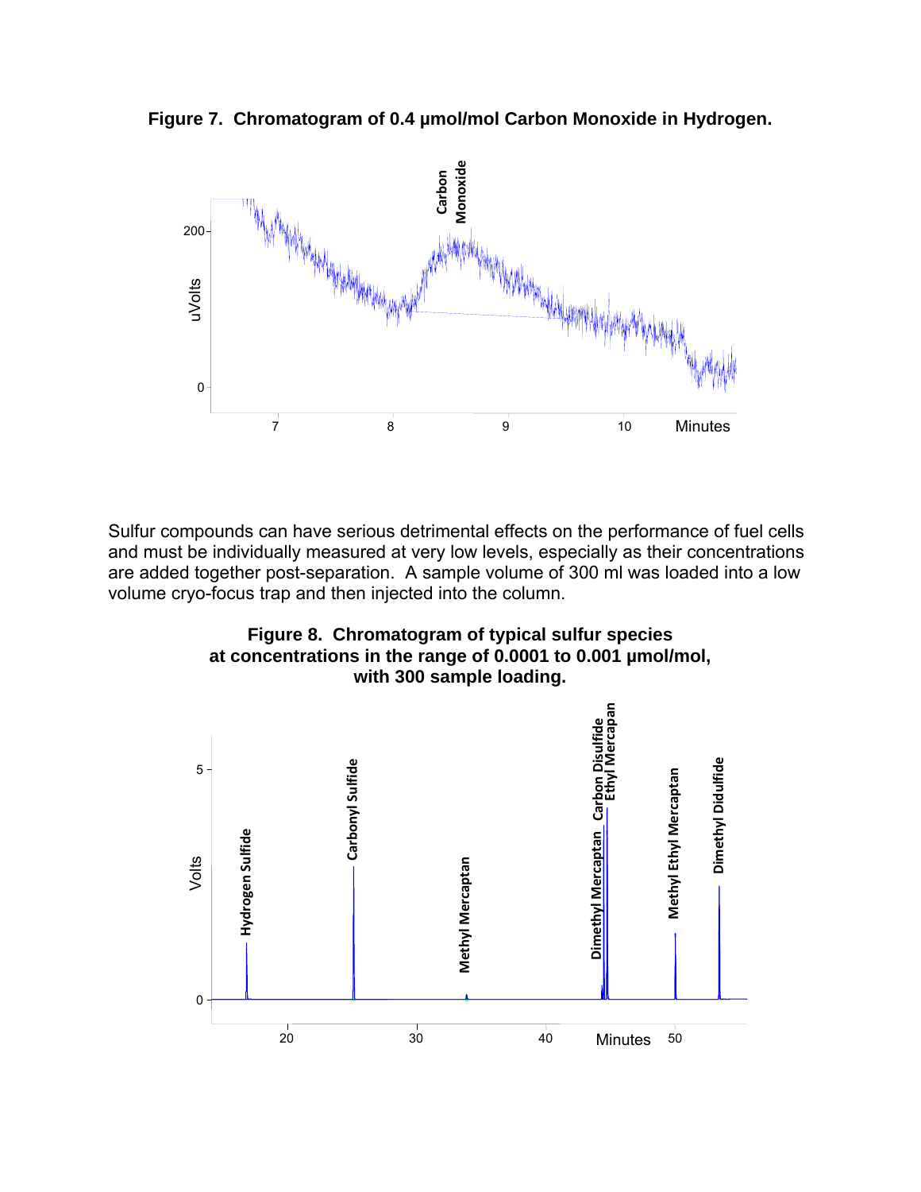**Figure 7. Chromatogram of 0.4 µmol/mol Carbon Monoxide in Hydrogen.**

Sulfur compounds can have serious detrimental effects on the performance of fuel cells and must be individually measured at very low levels, especially as their concentrations are added together post-separation. A sample volume of 300 ml was loaded into a low volume cryo-focus trap and then injected into the column.

**Figure 8. Chromatogram of typical sulfur species at concentrations in the range of 0.0001 to 0.001 µmol/mol, with 300 sample loading.**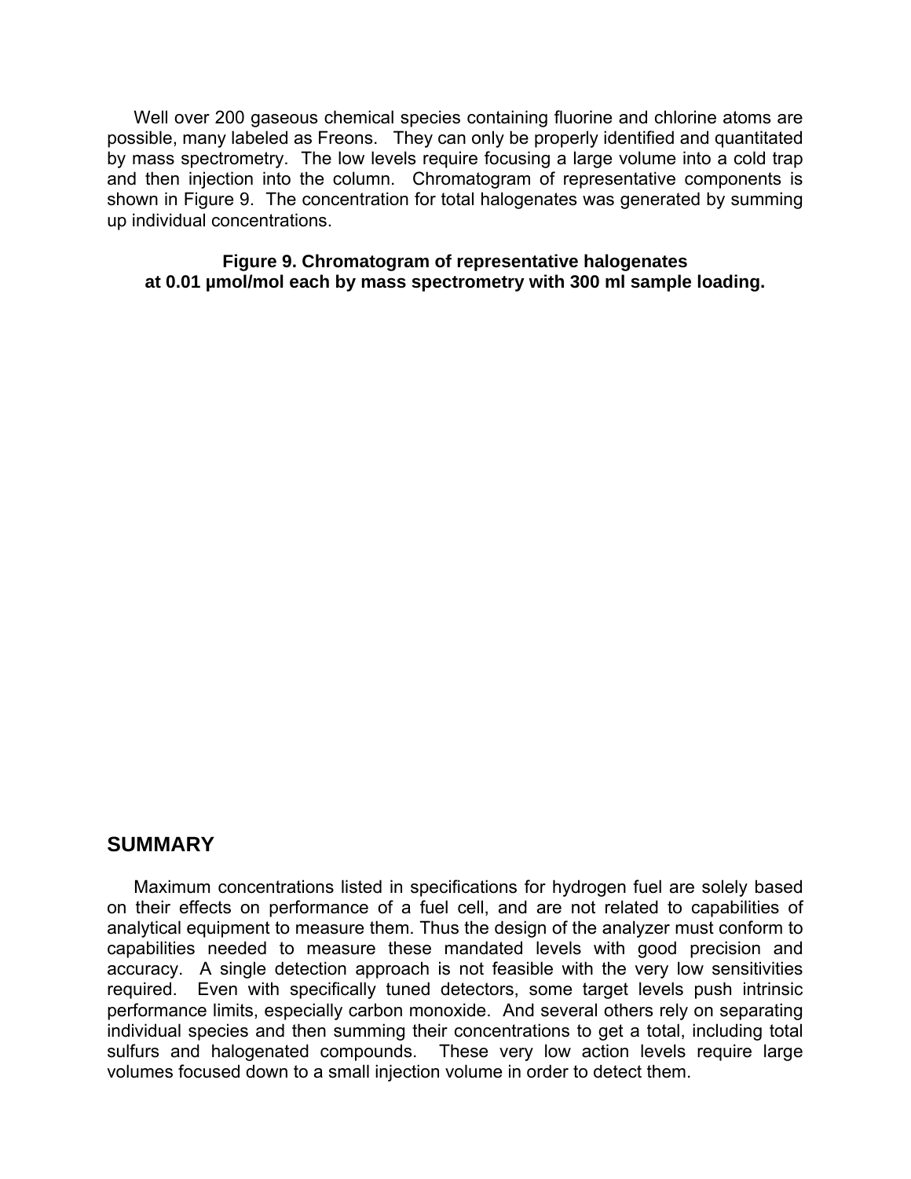Well over 200 gaseous chemical species containing fluorine and chlorine atoms are possible, many labeled as Freons. They can only be properly identified and quantitated by mass spectrometry. The low levels require focusing a large volume into a cold trap and then injection into the column. Chromatogram of representative components is shown in Figure 9. The concentration for total halogenates was generated by summing up individual concentrations.

**Figure 9. Chromatogram of representative halogenates at 0.01 μmol/mol each by mass spectrometry with 300 ml sample loading.**

## SUMMARY

Maximum concentrations listed in specifications for hydrogen fuel are solely based on their effects on performance of a fuel cell, and are not related to capabilities of analytical equipment to measure them. Thus the design of the analyzer must conform to capabilities needed to measure these mandated levels with good precision and accuracy. A single detection approach is not feasible with the very low sensitivities required. Even with specifically tuned detectors, some target levels push intrinsic performance limits, especially carbon monoxide. And several others rely on separating individual species and then summing their concentrations to get a total, including total sulfurs and halogenated compounds. These very low action levels require large volumes focused down to a small injection volume in order to detect them.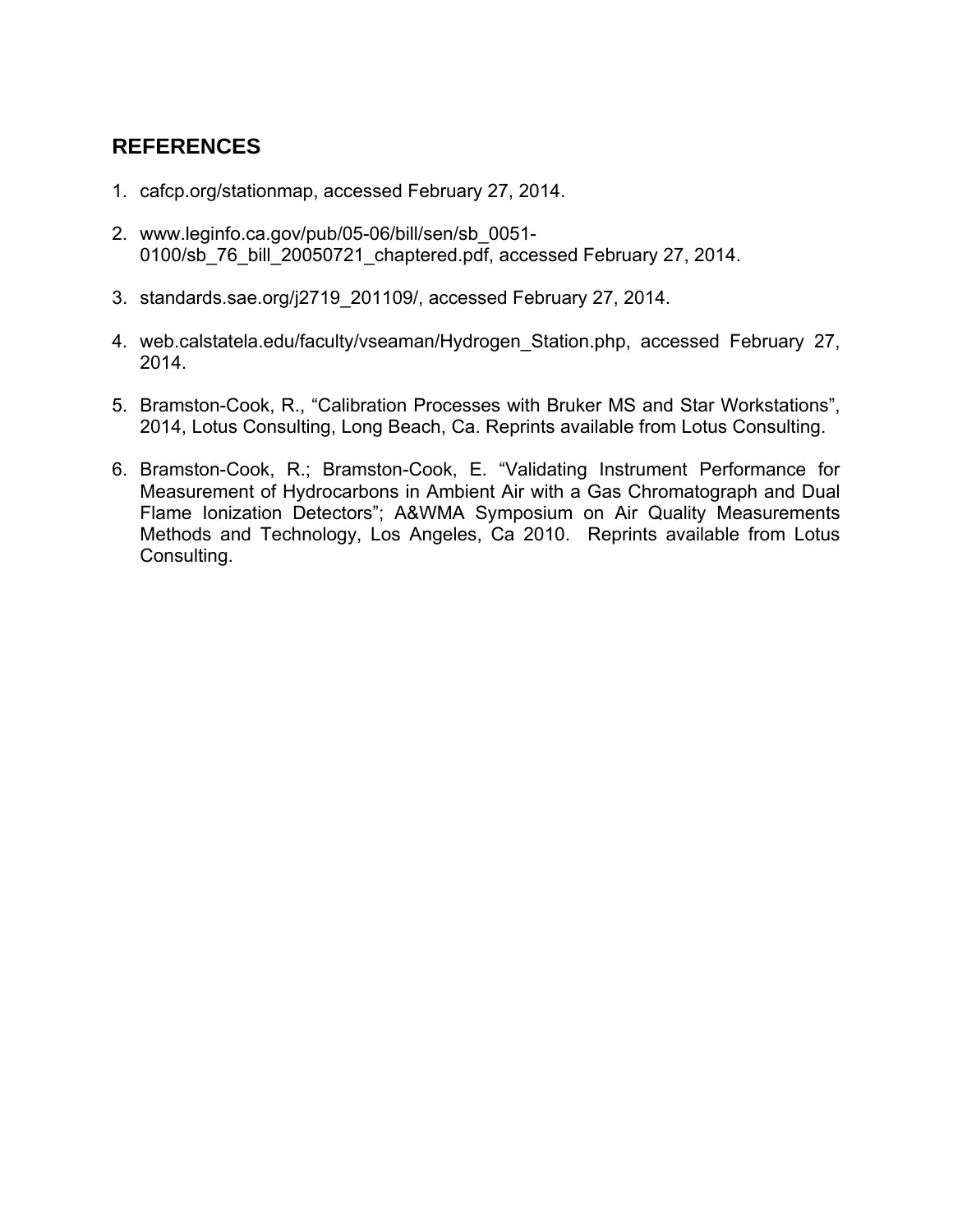## REFERENCES

1. cafcp.org/stationmap, accessed February 27, 2014.

2. www.leginfo.ca.gov/pub/05-06/bill/sen/sb_0051-0100/sb_76_bill_20050721_chaptered.pdf, accessed February 27, 2014.

3. standards.sae.org/j2719_201109/, accessed February 27, 2014.

4. web.calstatela.edu/faculty/vseaman/Hydrogen_Station.php, accessed February 27, 2014.

5. Bramston-Cook, R., "Calibration Processes with Bruker MS and Star Workstations", 2014, Lotus Consulting, Long Beach, Ca. Reprints available from Lotus Consulting.

6. Bramston-Cook, R.; Bramston-Cook, E. "Validating Instrument Performance for Measurement of Hydrocarbons in Ambient Air with a Gas Chromatograph and Dual Flame Ionization Detectors"; A&WMA Symposium on Air Quality Measurements Methods and Technology, Los Angeles, Ca 2010. Reprints available from Lotus Consulting.